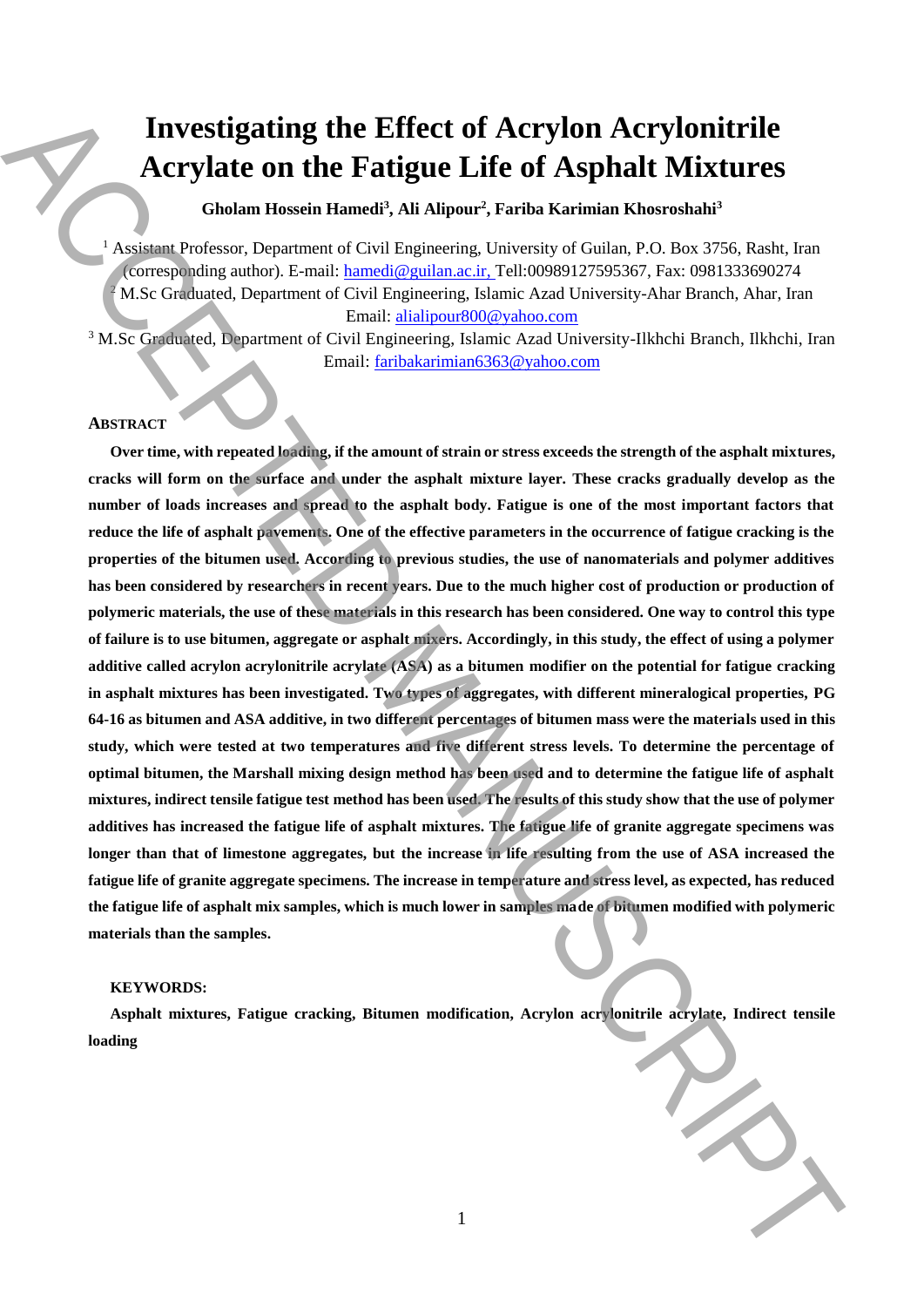# Investigating the Effect of Acrylon Acrylonitrile Acrylate on the Fatigue Life of Asphalt Mixtures

**Gholam Hossein Hamedi[3], Ali Alipour[2], Fariba Karimian Khosroshahi[3]**

[1] Assistant Professor, Department of Civil Engineering, University of Guilan, P.O. Box 3756, Rasht, Iran (corresponding author). E-mail: hamedi@guilan.ac.ir, Tell:00989127595367, Fax: 0981333690274

[2] M.Sc Graduated, Department of Civil Engineering, Islamic Azad University-Ahar Branch, Ahar, Iran
Email: alialipour800@yahoo.com

[3] M.Sc Graduated, Department of Civil Engineering, Islamic Azad University-Ilkhchi Branch, Ilkhchi, Iran
Email: faribakarimian6363@yahoo.com

## ABSTRACT

**Over time, with repeated loading, if the amount of strain or stress exceeds the strength of the asphalt mixtures, cracks will form on the surface and under the asphalt mixture layer. These cracks gradually develop as the number of loads increases and spread to the asphalt body. Fatigue is one of the most important factors that reduce the life of asphalt pavements. One of the effective parameters in the occurrence of fatigue cracking is the properties of the bitumen used. According to previous studies, the use of nanomaterials and polymer additives has been considered by researchers in recent years. Due to the much higher cost of production or production of polymeric materials, the use of these materials in this research has been considered. One way to control this type of failure is to use bitumen, aggregate or asphalt mixers. Accordingly, in this study, the effect of using a polymer additive called acrylon acrylonitrile acrylate (ASA) as a bitumen modifier on the potential for fatigue cracking in asphalt mixtures has been investigated. Two types of aggregates, with different mineralogical properties, PG 64-16 as bitumen and ASA additive, in two different percentages of bitumen mass were the materials used in this study, which were tested at two temperatures and five different stress levels. To determine the percentage of optimal bitumen, the Marshall mixing design method has been used and to determine the fatigue life of asphalt mixtures, indirect tensile fatigue test method has been used. The results of this study show that the use of polymer additives has increased the fatigue life of asphalt mixtures. The fatigue life of granite aggregate specimens was longer than that of limestone aggregates, but the increase in life resulting from the use of ASA increased the fatigue life of granite aggregate specimens. The increase in temperature and stress level, as expected, has reduced the fatigue life of asphalt mix samples, which is much lower in samples made of bitumen modified with polymeric materials than the samples.**

**KEYWORDS:**

**Asphalt mixtures, Fatigue cracking, Bitumen modification, Acrylon acrylonitrile acrylate, Indirect tensile loading**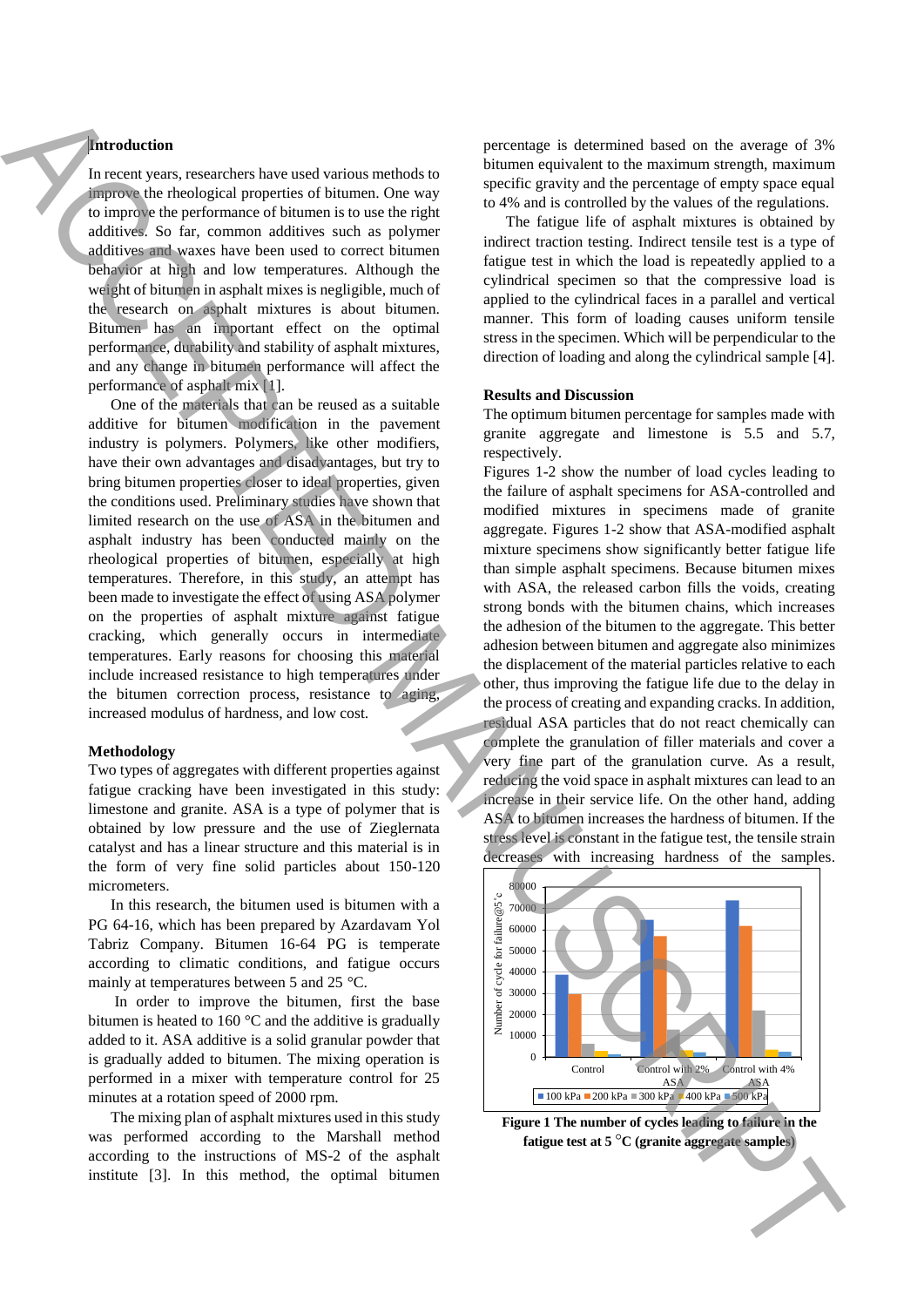## Introduction

In recent years, researchers have used various methods to improve the rheological properties of bitumen. One way to improve the performance of bitumen is to use the right additives. So far, common additives such as polymer additives and waxes have been used to correct bitumen behavior at high and low temperatures. Although the weight of bitumen in asphalt mixes is negligible, much of the research on asphalt mixtures is about bitumen. Bitumen has an important effect on the optimal performance, durability and stability of asphalt mixtures, and any change in bitumen performance will affect the performance of asphalt mix [1].

One of the materials that can be reused as a suitable additive for bitumen modification in the pavement industry is polymers. Polymers, like other modifiers, have their own advantages and disadvantages, but try to bring bitumen properties closer to ideal properties, given the conditions used. Preliminary studies have shown that limited research on the use of ASA in the bitumen and asphalt industry has been conducted mainly on the rheological properties of bitumen, especially at high temperatures. Therefore, in this study, an attempt has been made to investigate the effect of using ASA polymer on the properties of asphalt mixture against fatigue cracking, which generally occurs in intermediate temperatures. Early reasons for choosing this material include increased resistance to high temperatures under the bitumen correction process, resistance to aging, increased modulus of hardness, and low cost.

## Methodology

Two types of aggregates with different properties against fatigue cracking have been investigated in this study: limestone and granite. ASA is a type of polymer that is obtained by low pressure and the use of Zieglernata catalyst and has a linear structure and this material is in the form of very fine solid particles about 150-120 micrometers.

In this research, the bitumen used is bitumen with a PG 64-16, which has been prepared by Azardavam Yol Tabriz Company. Bitumen 16-64 PG is temperate according to climatic conditions, and fatigue occurs mainly at temperatures between 5 and 25 °C.

In order to improve the bitumen, first the base bitumen is heated to 160 °C and the additive is gradually added to it. ASA additive is a solid granular powder that is gradually added to bitumen. The mixing operation is performed in a mixer with temperature control for 25 minutes at a rotation speed of 2000 rpm.

The mixing plan of asphalt mixtures used in this study was performed according to the Marshall method according to the instructions of MS-2 of the asphalt institute [3]. In this method, the optimal bitumen percentage is determined based on the average of 3% bitumen equivalent to the maximum strength, maximum specific gravity and the percentage of empty space equal to 4% and is controlled by the values of the regulations.

The fatigue life of asphalt mixtures is obtained by indirect traction testing. Indirect tensile test is a type of fatigue test in which the load is repeatedly applied to a cylindrical specimen so that the compressive load is applied to the cylindrical faces in a parallel and vertical manner. This form of loading causes uniform tensile stress in the specimen. Which will be perpendicular to the direction of loading and along the cylindrical sample [4].

## Results and Discussion

The optimum bitumen percentage for samples made with granite aggregate and limestone is 5.5 and 5.7, respectively.

Figures 1-2 show the number of load cycles leading to the failure of asphalt specimens for ASA-controlled and modified mixtures in specimens made of granite aggregate. Figures 1-2 show that ASA-modified asphalt mixture specimens show significantly better fatigue life than simple asphalt specimens. Because bitumen mixes with ASA, the released carbon fills the voids, creating strong bonds with the bitumen chains, which increases the adhesion of the bitumen to the aggregate. This better adhesion between bitumen and aggregate also minimizes the displacement of the material particles relative to each other, thus improving the fatigue life due to the delay in the process of creating and expanding cracks. In addition, residual ASA particles that do not react chemically can complete the granulation of filler materials and cover a very fine part of the granulation curve. As a result, reducing the void space in asphalt mixtures can lead to an increase in their service life. On the other hand, adding ASA to bitumen increases the hardness of bitumen. If the stress level is constant in the fatigue test, the tensile strain decreases with increasing hardness of the samples.

**Figure 1 The number of cycles leading to failure in the fatigue test at 5 °C (granite aggregate samples)**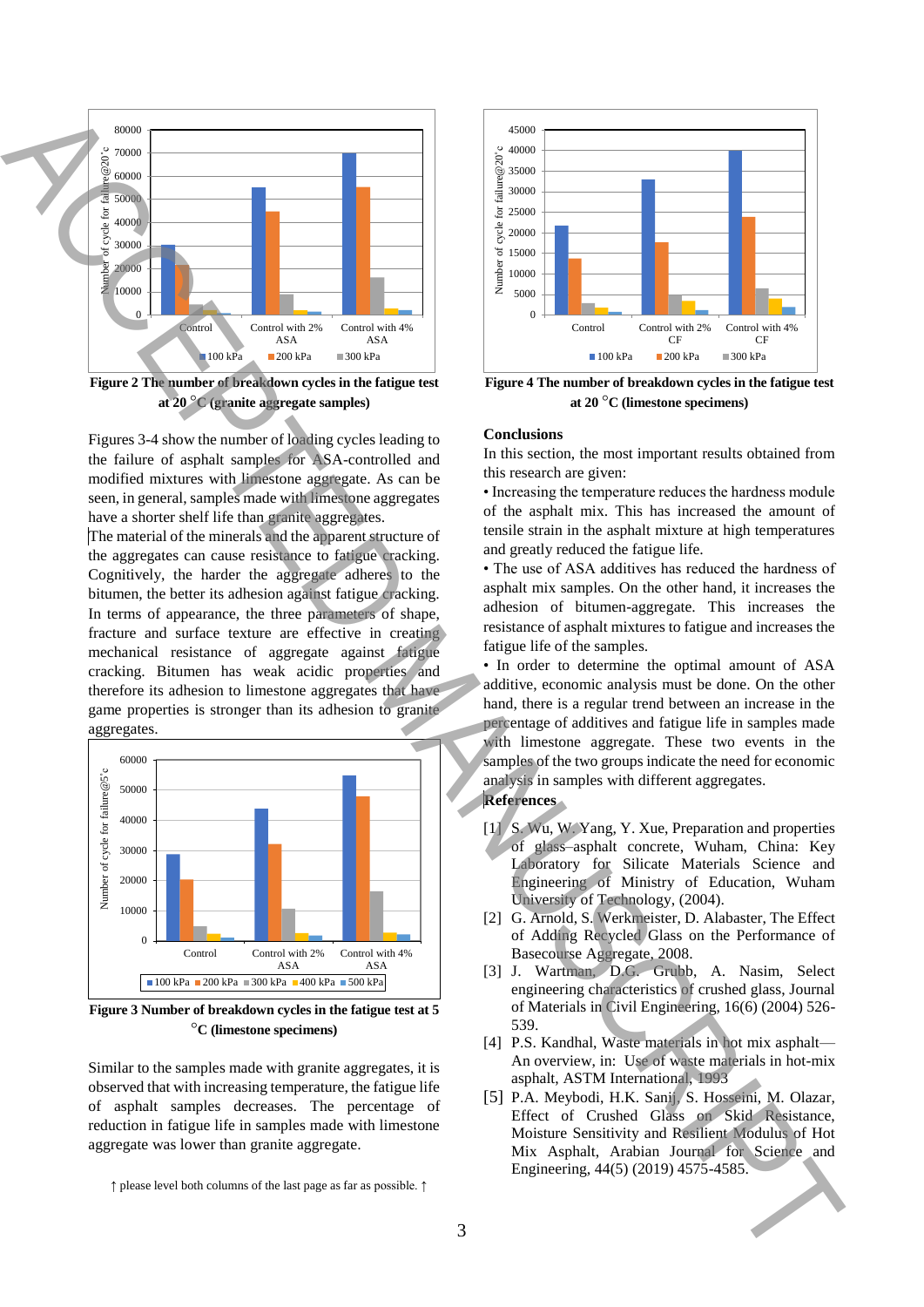80000
70000
60000
50000
40000
30000
20000
10000
0

Number of cycle for failure@20°c

Control
Control with 2% ASA
Control with 4% ASA

100 kPa
200 kPa
300 kPa

**Figure 2 The number of breakdown cycles in the fatigue test at 20 °C (granite aggregate samples)**

Figures 3-4 show the number of loading cycles leading to the failure of asphalt samples for ASA-controlled and modified mixtures with limestone aggregate. As can be seen, in general, samples made with limestone aggregates have a shorter shelf life than granite aggregates.

The material of the minerals and the apparent structure of the aggregates can cause resistance to fatigue cracking. Cognitively, the harder the aggregate adheres to the bitumen, the better its adhesion against fatigue cracking. In terms of appearance, the three parameters of shape, fracture and surface texture are effective in creating mechanical resistance of aggregate against fatigue cracking. Bitumen has weak acidic properties and therefore its adhesion to limestone aggregates that have game properties is stronger than its adhesion to granite aggregates.

60000
50000
40000
30000
20000
10000
0

Number of cycle for failure@5°c

Control
Control with 2% ASA
Control with 4% ASA

100 kPa
200 kPa
300 kPa
400 kPa
500 kPa

**Figure 3 Number of breakdown cycles in the fatigue test at 5 °C (limestone specimens)**

Similar to the samples made with granite aggregates, it is observed that with increasing temperature, the fatigue life of asphalt samples decreases. The percentage of reduction in fatigue life in samples made with limestone aggregate was lower than granite aggregate.

↑ please level both columns of the last page as far as possible. ↑

45000
40000
35000
30000
25000
20000
15000
10000
5000
0

Number of cycle for failure@20°c

Control
Control with 2% CF
Control with 4% CF

100 kPa
200 kPa
300 kPa

**Figure 4 The number of breakdown cycles in the fatigue test at 20 °C (limestone specimens)**

## Conclusions

In this section, the most important results obtained from this research are given:

• Increasing the temperature reduces the hardness module of the asphalt mix. This has increased the amount of tensile strain in the asphalt mixture at high temperatures and greatly reduced the fatigue life.

• The use of ASA additives has reduced the hardness of asphalt mix samples. On the other hand, it increases the adhesion of bitumen-aggregate. This increases the resistance of asphalt mixtures to fatigue and increases the fatigue life of the samples.

• In order to determine the optimal amount of ASA additive, economic analysis must be done. On the other hand, there is a regular trend between an increase in the percentage of additives and fatigue life in samples made with limestone aggregate. These two events in the samples of the two groups indicate the need for economic analysis in samples with different aggregates.

## References

[1] S. Wu, W. Yang, Y. Xue, Preparation and properties of glass–asphalt concrete, Wuham, China: Key Laboratory for Silicate Materials Science and Engineering of Ministry of Education, Wuham University of Technology, (2004).

[2] G. Arnold, S. Werkmeister, D. Alabaster, The Effect of Adding Recycled Glass on the Performance of Basecourse Aggregate, 2008.

[3] J. Wartman, D.G. Grubb, A. Nasim, Select engineering characteristics of crushed glass, Journal of Materials in Civil Engineering, 16(6) (2004) 526-539.

[4] P.S. Kandhal, Waste materials in hot mix asphalt—An overview, in: Use of waste materials in hot-mix asphalt, ASTM International, 1993

[5] P.A. Meybodi, H.K. Sanij, S. Hosseini, M. Olazar, Effect of Crushed Glass on Skid Resistance, Moisture Sensitivity and Resilient Modulus of Hot Mix Asphalt, Arabian Journal for Science and Engineering, 44(5) (2019) 4575-4585.